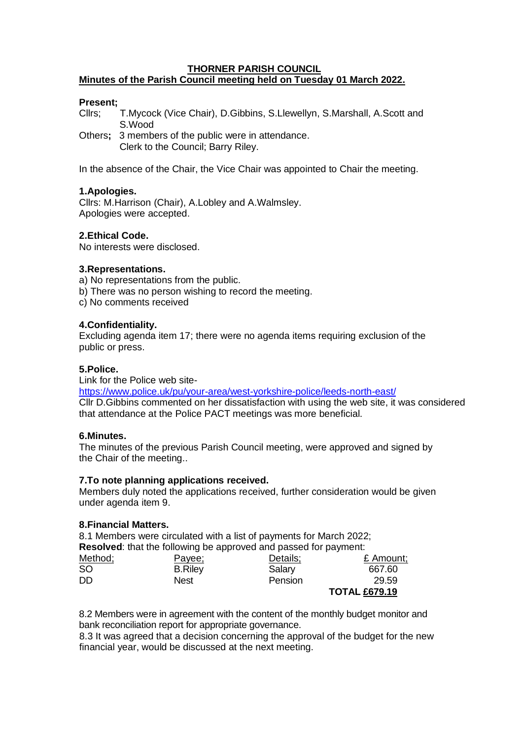# THORNER PARISH COUNCIL

## Minutes of the Parish Council meeting held on Tuesday 01 March 2022.

**Present;**

Cllrs; T.Mycock (Vice Chair), D.Gibbins, S.Llewellyn, S.Marshall, A.Scott and S.Wood

Others**;** 3 members of the public were in attendance.
Clerk to the Council; Barry Riley.

In the absence of the Chair, the Vice Chair was appointed to Chair the meeting.

**1.Apologies.**

Cllrs: M.Harrison (Chair), A.Lobley and A.Walmsley.
Apologies were accepted.

**2.Ethical Code.**

No interests were disclosed.

**3.Representations.**

a) No representations from the public.
b) There was no person wishing to record the meeting.
c) No comments received

**4.Confidentiality.**

Excluding agenda item 17; there were no agenda items requiring exclusion of the public or press.

**5.Police.**

Link for the Police web site-
https://www.police.uk/pu/your-area/west-yorkshire-police/leeds-north-east/
Cllr D.Gibbins commented on her dissatisfaction with using the web site, it was considered that attendance at the Police PACT meetings was more beneficial.

**6.Minutes.**

The minutes of the previous Parish Council meeting, were approved and signed by the Chair of the meeting..

**7.To note planning applications received.**

Members duly noted the applications received, further consideration would be given under agenda item 9.

**8.Financial Matters.**

8.1 Members were circulated with a list of payments for March 2022;
**Resolved**: that the following be approved and passed for payment:

| Method; | Payee; | Details; | £ Amount; |
|---|---|---|---|
| SO | B.Riley | Salary | 667.60 |
| DD | Nest | Pension | 29.59 |
| | | | **TOTAL £679.19** |

8.2 Members were in agreement with the content of the monthly budget monitor and bank reconciliation report for appropriate governance.

8.3 It was agreed that a decision concerning the approval of the budget for the new financial year, would be discussed at the next meeting.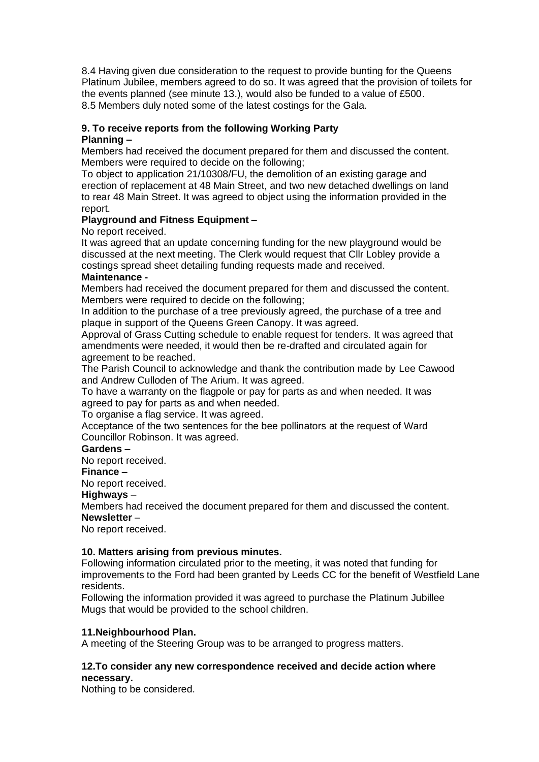8.4 Having given due consideration to the request to provide bunting for the Queens Platinum Jubilee, members agreed to do so. It was agreed that the provision of toilets for the events planned (see minute 13.), would also be funded to a value of £500.
8.5 Members duly noted some of the latest costings for the Gala.

**9. To receive reports from the following Working Party**

**Planning –**

Members had received the document prepared for them and discussed the content. Members were required to decide on the following;

To object to application 21/10308/FU, the demolition of an existing garage and erection of replacement at 48 Main Street, and two new detached dwellings on land to rear 48 Main Street. It was agreed to object using the information provided in the report.

**Playground and Fitness Equipment –**

No report received.

It was agreed that an update concerning funding for the new playground would be discussed at the next meeting. The Clerk would request that Cllr Lobley provide a costings spread sheet detailing funding requests made and received.

**Maintenance -**

Members had received the document prepared for them and discussed the content. Members were required to decide on the following;

In addition to the purchase of a tree previously agreed, the purchase of a tree and plaque in support of the Queens Green Canopy. It was agreed.

Approval of Grass Cutting schedule to enable request for tenders. It was agreed that amendments were needed, it would then be re-drafted and circulated again for agreement to be reached.

The Parish Council to acknowledge and thank the contribution made by Lee Cawood and Andrew Culloden of The Arium. It was agreed.

To have a warranty on the flagpole or pay for parts as and when needed. It was agreed to pay for parts as and when needed.

To organise a flag service. It was agreed.

Acceptance of the two sentences for the bee pollinators at the request of Ward Councillor Robinson. It was agreed.

**Gardens –**

No report received.

**Finance –**

No report received.

**Highways** –

Members had received the document prepared for them and discussed the content.

**Newsletter** –

No report received.

**10. Matters arising from previous minutes.**

Following information circulated prior to the meeting, it was noted that funding for improvements to the Ford had been granted by Leeds CC for the benefit of Westfield Lane residents.

Following the information provided it was agreed to purchase the Platinum Jubillee Mugs that would be provided to the school children.

**11.Neighbourhood Plan.**

A meeting of the Steering Group was to be arranged to progress matters.

**12.To consider any new correspondence received and decide action where necessary.**

Nothing to be considered.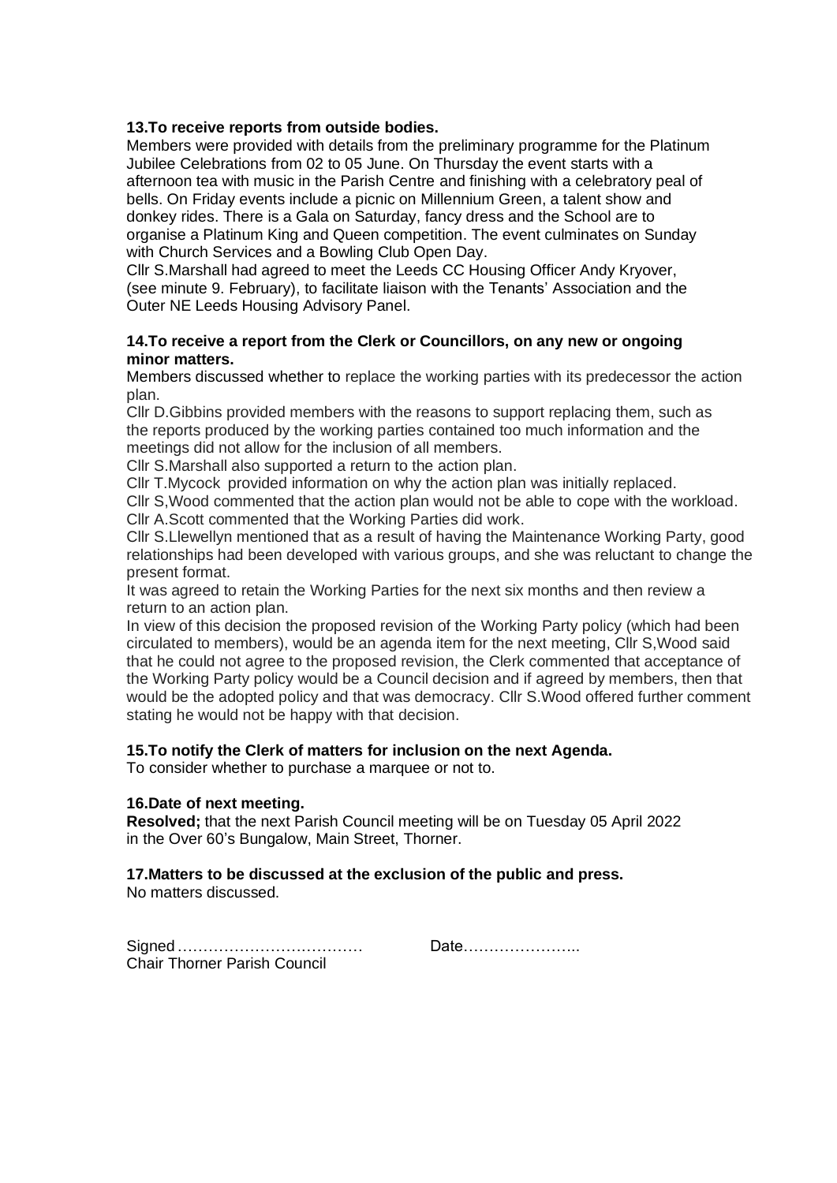**13.To receive reports from outside bodies.**

Members were provided with details from the preliminary programme for the Platinum Jubilee Celebrations from 02 to 05 June. On Thursday the event starts with a afternoon tea with music in the Parish Centre and finishing with a celebratory peal of bells. On Friday events include a picnic on Millennium Green, a talent show and donkey rides. There is a Gala on Saturday, fancy dress and the School are to organise a Platinum King and Queen competition. The event culminates on Sunday with Church Services and a Bowling Club Open Day.

Cllr S.Marshall had agreed to meet the Leeds CC Housing Officer Andy Kryover, (see minute 9. February), to facilitate liaison with the Tenants' Association and the Outer NE Leeds Housing Advisory Panel.

**14.To receive a report from the Clerk or Councillors, on any new or ongoing minor matters.**

Members discussed whether to replace the working parties with its predecessor the action plan.

Cllr D.Gibbins provided members with the reasons to support replacing them, such as the reports produced by the working parties contained too much information and the meetings did not allow for the inclusion of all members.

Cllr S.Marshall also supported a return to the action plan.

Cllr T.Mycock provided information on why the action plan was initially replaced.

Cllr S,Wood commented that the action plan would not be able to cope with the workload.

Cllr A.Scott commented that the Working Parties did work.

Cllr S.Llewellyn mentioned that as a result of having the Maintenance Working Party, good relationships had been developed with various groups, and she was reluctant to change the present format.

It was agreed to retain the Working Parties for the next six months and then review a return to an action plan.

In view of this decision the proposed revision of the Working Party policy (which had been circulated to members), would be an agenda item for the next meeting, Cllr S,Wood said that he could not agree to the proposed revision, the Clerk commented that acceptance of the Working Party policy would be a Council decision and if agreed by members, then that would be the adopted policy and that was democracy. Cllr S.Wood offered further comment stating he would not be happy with that decision.

**15.To notify the Clerk of matters for inclusion on the next Agenda.**

To consider whether to purchase a marquee or not to.

**16.Date of next meeting.**

**Resolved;** that the next Parish Council meeting will be on Tuesday 05 April 2022 in the Over 60's Bungalow, Main Street, Thorner.

**17.Matters to be discussed at the exclusion of the public and press.**

No matters discussed.

Signed……………………………… Date…………………..

Chair Thorner Parish Council